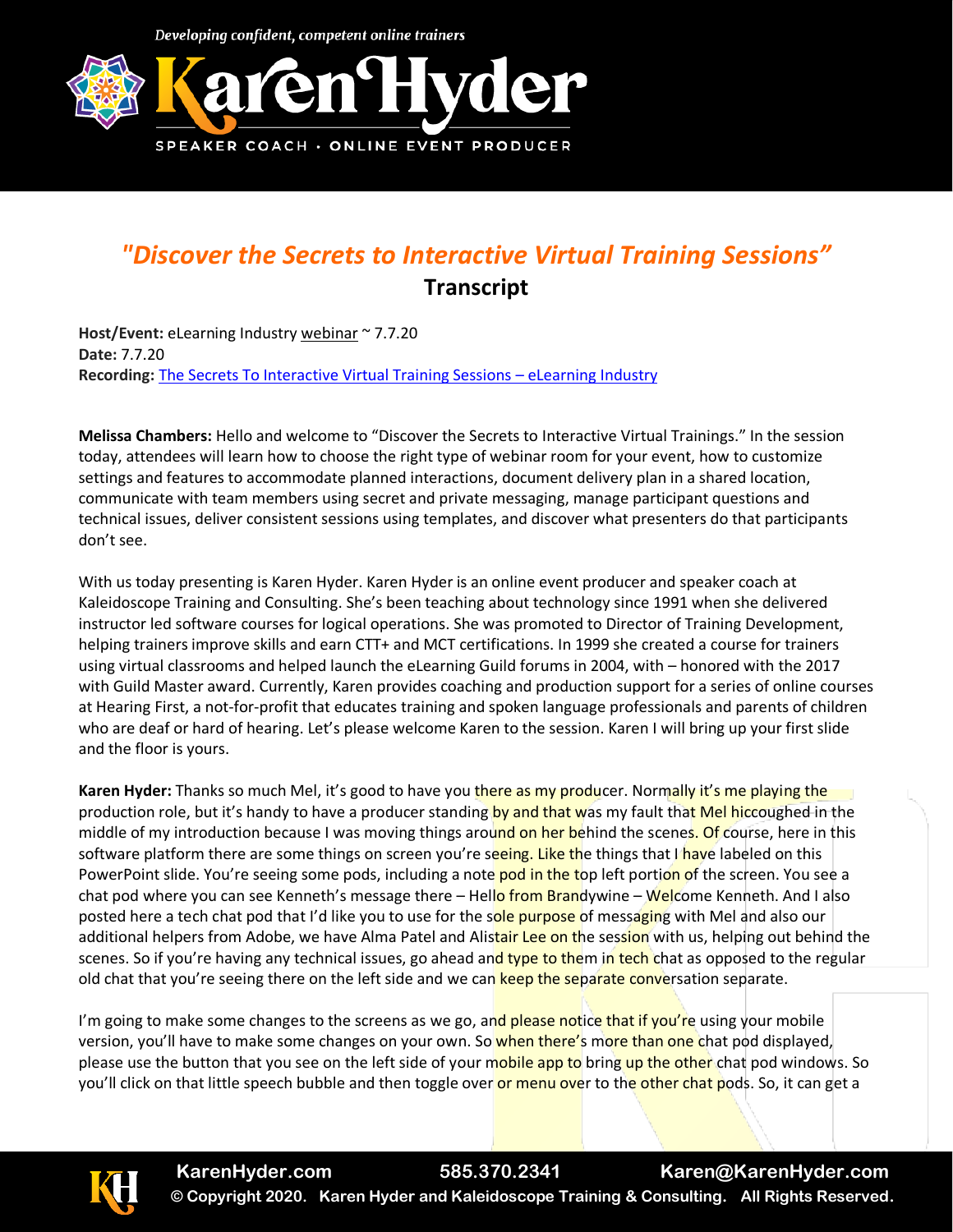*Developing confident, competent online trainers*

# *"Discover the Secrets to Interactive Virtual Training Sessions"*

## Transcript

**Host/Event:** eLearning Industry webinar ~ 7.7.20
**Date:** 7.7.20
**Recording:** The Secrets To Interactive Virtual Training Sessions – eLearning Industry

**Melissa Chambers:** Hello and welcome to "Discover the Secrets to Interactive Virtual Trainings." In the session today, attendees will learn how to choose the right type of webinar room for your event, how to customize settings and features to accommodate planned interactions, document delivery plan in a shared location, communicate with team members using secret and private messaging, manage participant questions and technical issues, deliver consistent sessions using templates, and discover what presenters do that participants don't see.

With us today presenting is Karen Hyder. Karen Hyder is an online event producer and speaker coach at Kaleidoscope Training and Consulting. She's been teaching about technology since 1991 when she delivered instructor led software courses for logical operations. She was promoted to Director of Training Development, helping trainers improve skills and earn CTT+ and MCT certifications. In 1999 she created a course for trainers using virtual classrooms and helped launch the eLearning Guild forums in 2004, with – honored with the 2017 with Guild Master award. Currently, Karen provides coaching and production support for a series of online courses at Hearing First, a not-for-profit that educates training and spoken language professionals and parents of children who are deaf or hard of hearing. Let's please welcome Karen to the session. Karen I will bring up your first slide and the floor is yours.

**Karen Hyder:** Thanks so much Mel, it's good to have you there as my producer. Normally it's me playing the production role, but it's handy to have a producer standing by and that was my fault that Mel hiccoughed in the middle of my introduction because I was moving things around on her behind the scenes. Of course, here in this software platform there are some things on screen you're seeing. Like the things that I have labeled on this PowerPoint slide. You're seeing some pods, including a note pod in the top left portion of the screen. You see a chat pod where you can see Kenneth's message there – Hello from Brandywine – Welcome Kenneth. And I also posted here a tech chat pod that I'd like you to use for the sole purpose of messaging with Mel and also our additional helpers from Adobe, we have Alma Patel and Alistair Lee on the session with us, helping out behind the scenes. So if you're having any technical issues, go ahead and type to them in tech chat as opposed to the regular old chat that you're seeing there on the left side and we can keep the separate conversation separate.

I'm going to make some changes to the screens as we go, and please notice that if you're using your mobile version, you'll have to make some changes on your own. So when there's more than one chat pod displayed, please use the button that you see on the left side of your mobile app to bring up the other chat pod windows. So you'll click on that little speech bubble and then toggle over or menu over to the other chat pods. So, it can get a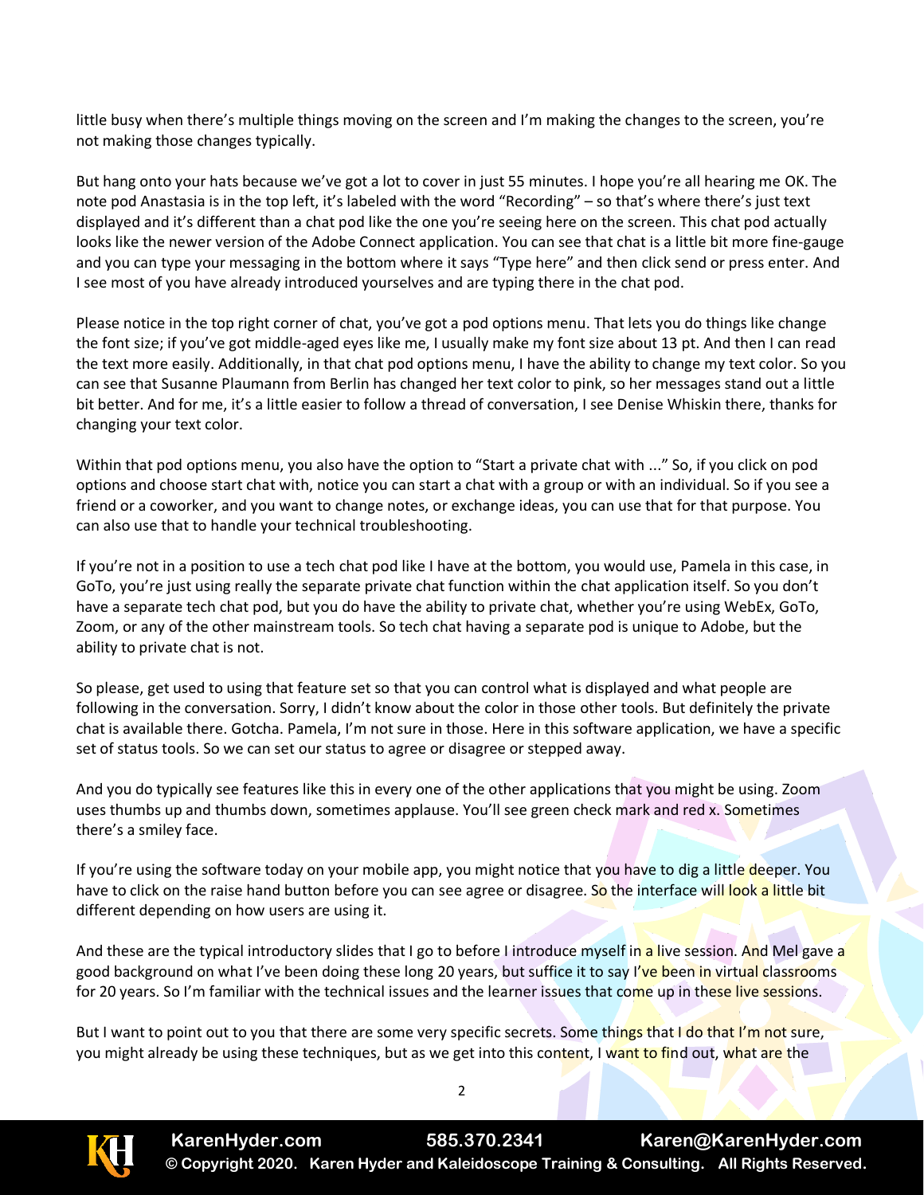little busy when there's multiple things moving on the screen and I'm making the changes to the screen, you're not making those changes typically.

But hang onto your hats because we've got a lot to cover in just 55 minutes. I hope you're all hearing me OK. The note pod Anastasia is in the top left, it's labeled with the word "Recording" – so that's where there's just text displayed and it's different than a chat pod like the one you're seeing here on the screen. This chat pod actually looks like the newer version of the Adobe Connect application. You can see that chat is a little bit more fine-gauge and you can type your messaging in the bottom where it says "Type here" and then click send or press enter. And I see most of you have already introduced yourselves and are typing there in the chat pod.

Please notice in the top right corner of chat, you've got a pod options menu. That lets you do things like change the font size; if you've got middle-aged eyes like me, I usually make my font size about 13 pt. And then I can read the text more easily. Additionally, in that chat pod options menu, I have the ability to change my text color. So you can see that Susanne Plaumann from Berlin has changed her text color to pink, so her messages stand out a little bit better. And for me, it's a little easier to follow a thread of conversation, I see Denise Whiskin there, thanks for changing your text color.

Within that pod options menu, you also have the option to "Start a private chat with ..." So, if you click on pod options and choose start chat with, notice you can start a chat with a group or with an individual. So if you see a friend or a coworker, and you want to change notes, or exchange ideas, you can use that for that purpose. You can also use that to handle your technical troubleshooting.

If you're not in a position to use a tech chat pod like I have at the bottom, you would use, Pamela in this case, in GoTo, you're just using really the separate private chat function within the chat application itself. So you don't have a separate tech chat pod, but you do have the ability to private chat, whether you're using WebEx, GoTo, Zoom, or any of the other mainstream tools. So tech chat having a separate pod is unique to Adobe, but the ability to private chat is not.

So please, get used to using that feature set so that you can control what is displayed and what people are following in the conversation. Sorry, I didn't know about the color in those other tools. But definitely the private chat is available there. Gotcha. Pamela, I'm not sure in those. Here in this software application, we have a specific set of status tools. So we can set our status to agree or disagree or stepped away.

And you do typically see features like this in every one of the other applications that you might be using. Zoom uses thumbs up and thumbs down, sometimes applause. You'll see green check mark and red x. Sometimes there's a smiley face.

If you're using the software today on your mobile app, you might notice that you have to dig a little deeper. You have to click on the raise hand button before you can see agree or disagree. So the interface will look a little bit different depending on how users are using it.

And these are the typical introductory slides that I go to before I introduce myself in a live session. And Mel gave a good background on what I've been doing these long 20 years, but suffice it to say I've been in virtual classrooms for 20 years. So I'm familiar with the technical issues and the learner issues that come up in these live sessions.

But I want to point out to you that there are some very specific secrets. Some things that I do that I'm not sure, you might already be using these techniques, but as we get into this content, I want to find out, what are the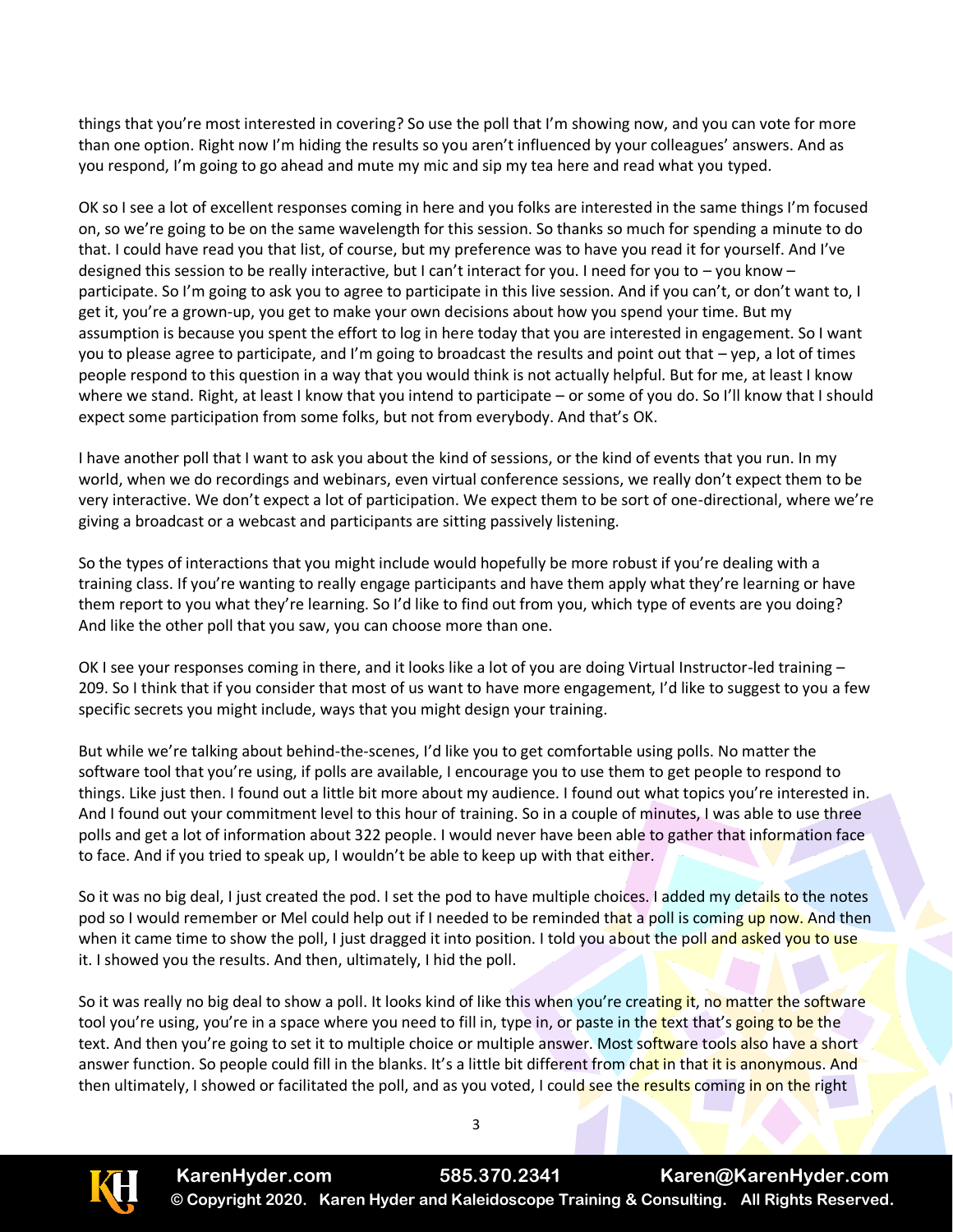things that you're most interested in covering? So use the poll that I'm showing now, and you can vote for more than one option. Right now I'm hiding the results so you aren't influenced by your colleagues' answers. And as you respond, I'm going to go ahead and mute my mic and sip my tea here and read what you typed.

OK so I see a lot of excellent responses coming in here and you folks are interested in the same things I'm focused on, so we're going to be on the same wavelength for this session. So thanks so much for spending a minute to do that. I could have read you that list, of course, but my preference was to have you read it for yourself. And I've designed this session to be really interactive, but I can't interact for you. I need for you to – you know – participate. So I'm going to ask you to agree to participate in this live session. And if you can't, or don't want to, I get it, you're a grown-up, you get to make your own decisions about how you spend your time. But my assumption is because you spent the effort to log in here today that you are interested in engagement. So I want you to please agree to participate, and I'm going to broadcast the results and point out that – yep, a lot of times people respond to this question in a way that you would think is not actually helpful. But for me, at least I know where we stand. Right, at least I know that you intend to participate – or some of you do. So I'll know that I should expect some participation from some folks, but not from everybody. And that's OK.

I have another poll that I want to ask you about the kind of sessions, or the kind of events that you run. In my world, when we do recordings and webinars, even virtual conference sessions, we really don't expect them to be very interactive. We don't expect a lot of participation. We expect them to be sort of one-directional, where we're giving a broadcast or a webcast and participants are sitting passively listening.

So the types of interactions that you might include would hopefully be more robust if you're dealing with a training class. If you're wanting to really engage participants and have them apply what they're learning or have them report to you what they're learning. So I'd like to find out from you, which type of events are you doing? And like the other poll that you saw, you can choose more than one.

OK I see your responses coming in there, and it looks like a lot of you are doing Virtual Instructor-led training – 209. So I think that if you consider that most of us want to have more engagement, I'd like to suggest to you a few specific secrets you might include, ways that you might design your training.

But while we're talking about behind-the-scenes, I'd like you to get comfortable using polls. No matter the software tool that you're using, if polls are available, I encourage you to use them to get people to respond to things. Like just then. I found out a little bit more about my audience. I found out what topics you're interested in. And I found out your commitment level to this hour of training. So in a couple of minutes, I was able to use three polls and get a lot of information about 322 people. I would never have been able to gather that information face to face. And if you tried to speak up, I wouldn't be able to keep up with that either.

So it was no big deal, I just created the pod. I set the pod to have multiple choices. I added my details to the notes pod so I would remember or Mel could help out if I needed to be reminded that a poll is coming up now. And then when it came time to show the poll, I just dragged it into position. I told you about the poll and asked you to use it. I showed you the results. And then, ultimately, I hid the poll.

So it was really no big deal to show a poll. It looks kind of like this when you're creating it, no matter the software tool you're using, you're in a space where you need to fill in, type in, or paste in the text that's going to be the text. And then you're going to set it to multiple choice or multiple answer. Most software tools also have a short answer function. So people could fill in the blanks. It's a little bit different from chat in that it is anonymous. And then ultimately, I showed or facilitated the poll, and as you voted, I could see the results coming in on the right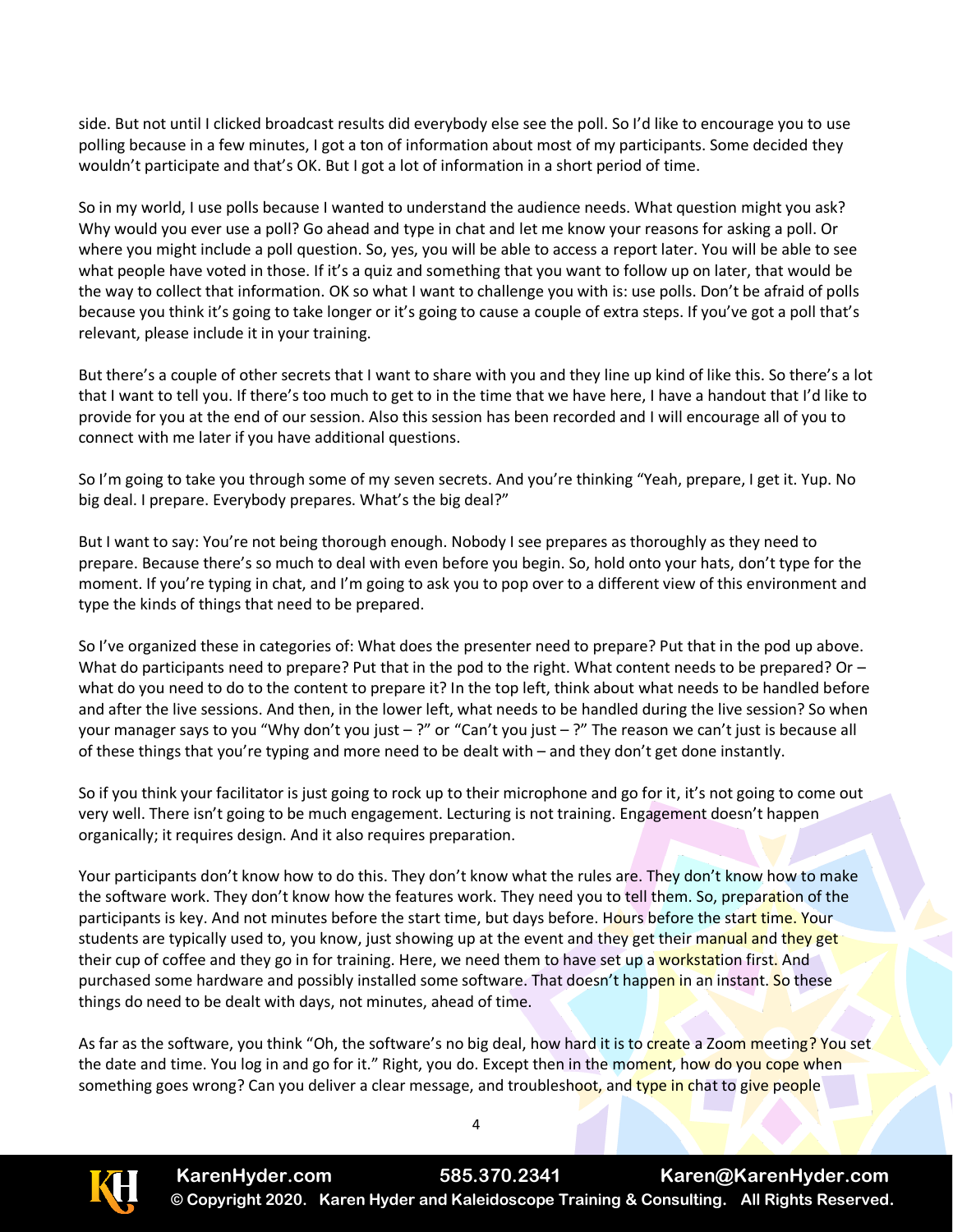side. But not until I clicked broadcast results did everybody else see the poll. So I'd like to encourage you to use polling because in a few minutes, I got a ton of information about most of my participants. Some decided they wouldn't participate and that's OK. But I got a lot of information in a short period of time.

So in my world, I use polls because I wanted to understand the audience needs. What question might you ask? Why would you ever use a poll? Go ahead and type in chat and let me know your reasons for asking a poll. Or where you might include a poll question. So, yes, you will be able to access a report later. You will be able to see what people have voted in those. If it's a quiz and something that you want to follow up on later, that would be the way to collect that information. OK so what I want to challenge you with is: use polls. Don't be afraid of polls because you think it's going to take longer or it's going to cause a couple of extra steps. If you've got a poll that's relevant, please include it in your training.

But there's a couple of other secrets that I want to share with you and they line up kind of like this. So there's a lot that I want to tell you. If there's too much to get to in the time that we have here, I have a handout that I'd like to provide for you at the end of our session. Also this session has been recorded and I will encourage all of you to connect with me later if you have additional questions.

So I'm going to take you through some of my seven secrets. And you're thinking "Yeah, prepare, I get it. Yup. No big deal. I prepare. Everybody prepares. What's the big deal?"

But I want to say: You're not being thorough enough. Nobody I see prepares as thoroughly as they need to prepare. Because there's so much to deal with even before you begin. So, hold onto your hats, don't type for the moment. If you're typing in chat, and I'm going to ask you to pop over to a different view of this environment and type the kinds of things that need to be prepared.

So I've organized these in categories of: What does the presenter need to prepare? Put that in the pod up above. What do participants need to prepare? Put that in the pod to the right. What content needs to be prepared? Or – what do you need to do to the content to prepare it? In the top left, think about what needs to be handled before and after the live sessions. And then, in the lower left, what needs to be handled during the live session? So when your manager says to you "Why don't you just – ?" or "Can't you just – ?" The reason we can't just is because all of these things that you're typing and more need to be dealt with – and they don't get done instantly.

So if you think your facilitator is just going to rock up to their microphone and go for it, it's not going to come out very well. There isn't going to be much engagement. Lecturing is not training. Engagement doesn't happen organically; it requires design. And it also requires preparation.

Your participants don't know how to do this. They don't know what the rules are. They don't know how to make the software work. They don't know how the features work. They need you to tell them. So, preparation of the participants is key. And not minutes before the start time, but days before. Hours before the start time. Your students are typically used to, you know, just showing up at the event and they get their manual and they get their cup of coffee and they go in for training. Here, we need them to have set up a workstation first. And purchased some hardware and possibly installed some software. That doesn't happen in an instant. So these things do need to be dealt with days, not minutes, ahead of time.

As far as the software, you think "Oh, the software's no big deal, how hard it is to create a Zoom meeting? You set the date and time. You log in and go for it." Right, you do. Except then in the moment, how do you cope when something goes wrong? Can you deliver a clear message, and troubleshoot, and type in chat to give people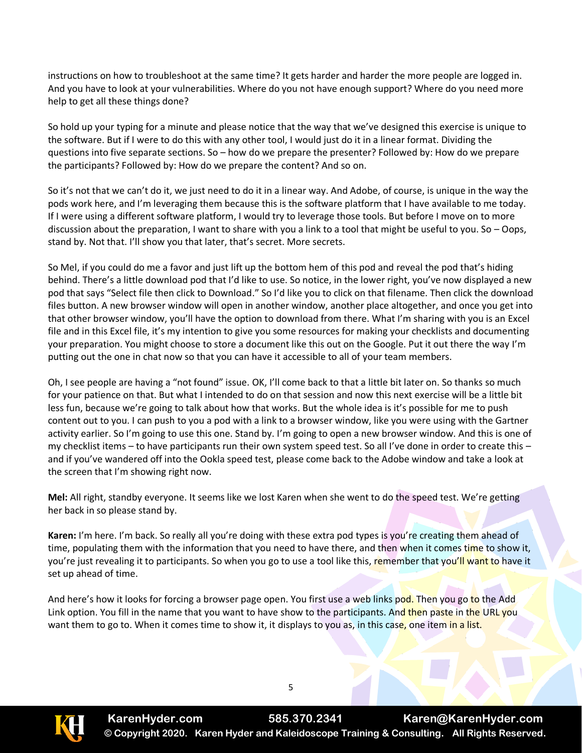instructions on how to troubleshoot at the same time? It gets harder and harder the more people are logged in. And you have to look at your vulnerabilities. Where do you not have enough support? Where do you need more help to get all these things done?

So hold up your typing for a minute and please notice that the way that we've designed this exercise is unique to the software. But if I were to do this with any other tool, I would just do it in a linear format. Dividing the questions into five separate sections. So – how do we prepare the presenter? Followed by: How do we prepare the participants? Followed by: How do we prepare the content? And so on.

So it's not that we can't do it, we just need to do it in a linear way. And Adobe, of course, is unique in the way the pods work here, and I'm leveraging them because this is the software platform that I have available to me today. If I were using a different software platform, I would try to leverage those tools. But before I move on to more discussion about the preparation, I want to share with you a link to a tool that might be useful to you. So – Oops, stand by. Not that. I'll show you that later, that's secret. More secrets.

So Mel, if you could do me a favor and just lift up the bottom hem of this pod and reveal the pod that's hiding behind. There's a little download pod that I'd like to use. So notice, in the lower right, you've now displayed a new pod that says "Select file then click to Download." So I'd like you to click on that filename. Then click the download files button. A new browser window will open in another window, another place altogether, and once you get into that other browser window, you'll have the option to download from there. What I'm sharing with you is an Excel file and in this Excel file, it's my intention to give you some resources for making your checklists and documenting your preparation. You might choose to store a document like this out on the Google. Put it out there the way I'm putting out the one in chat now so that you can have it accessible to all of your team members.

Oh, I see people are having a "not found" issue. OK, I'll come back to that a little bit later on. So thanks so much for your patience on that. But what I intended to do on that session and now this next exercise will be a little bit less fun, because we're going to talk about how that works. But the whole idea is it's possible for me to push content out to you. I can push to you a pod with a link to a browser window, like you were using with the Gartner activity earlier. So I'm going to use this one. Stand by. I'm going to open a new browser window. And this is one of my checklist items – to have participants run their own system speed test. So all I've done in order to create this – and if you've wandered off into the Ookla speed test, please come back to the Adobe window and take a look at the screen that I'm showing right now.

**Mel:** All right, standby everyone. It seems like we lost Karen when she went to do the speed test. We're getting her back in so please stand by.

**Karen:** I'm here. I'm back. So really all you're doing with these extra pod types is you're creating them ahead of time, populating them with the information that you need to have there, and then when it comes time to show it, you're just revealing it to participants. So when you go to use a tool like this, remember that you'll want to have it set up ahead of time.

And here's how it looks for forcing a browser page open. You first use a web links pod. Then you go to the Add Link option. You fill in the name that you want to have show to the participants. And then paste in the URL you want them to go to. When it comes time to show it, it displays to you as, in this case, one item in a list.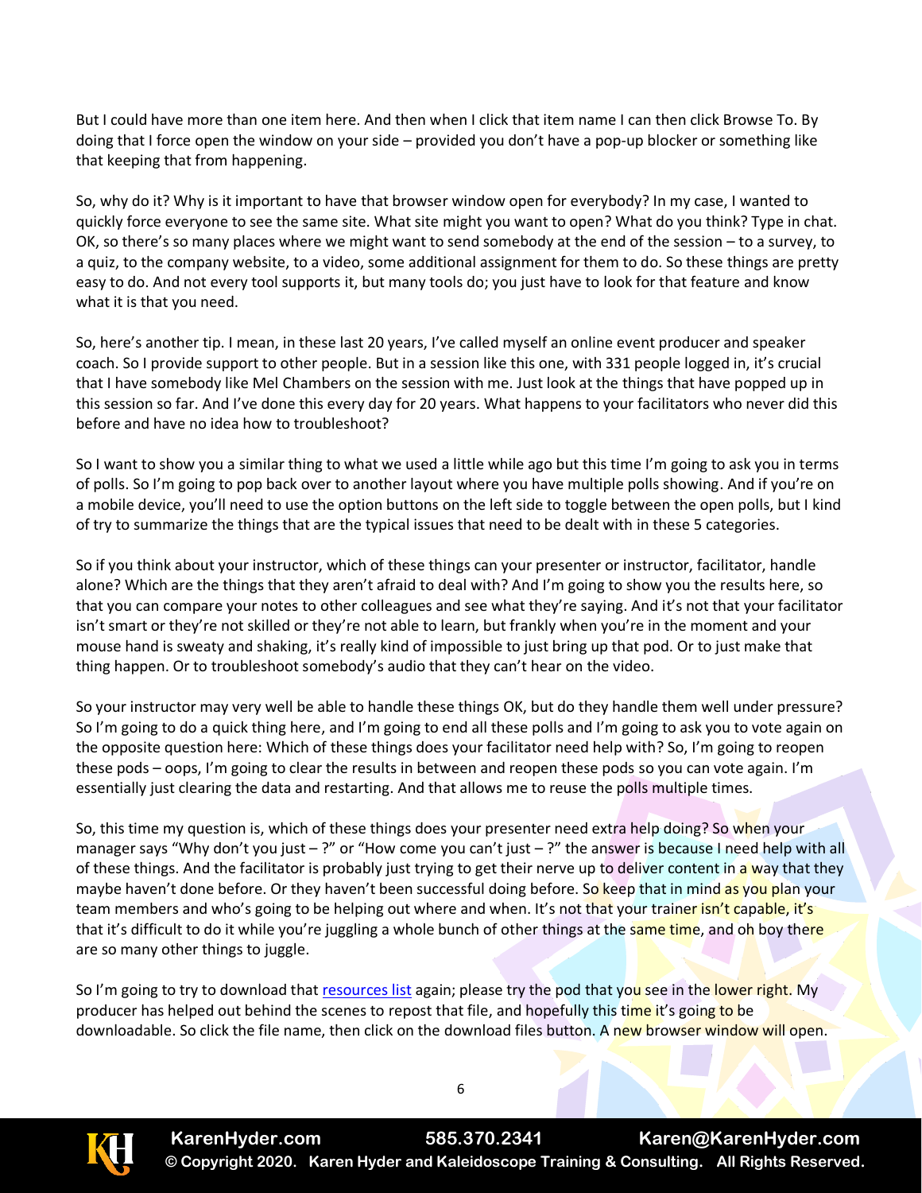But I could have more than one item here. And then when I click that item name I can then click Browse To. By doing that I force open the window on your side – provided you don't have a pop-up blocker or something like that keeping that from happening.

So, why do it? Why is it important to have that browser window open for everybody? In my case, I wanted to quickly force everyone to see the same site. What site might you want to open? What do you think? Type in chat. OK, so there's so many places where we might want to send somebody at the end of the session – to a survey, to a quiz, to the company website, to a video, some additional assignment for them to do. So these things are pretty easy to do. And not every tool supports it, but many tools do; you just have to look for that feature and know what it is that you need.

So, here's another tip. I mean, in these last 20 years, I've called myself an online event producer and speaker coach. So I provide support to other people. But in a session like this one, with 331 people logged in, it's crucial that I have somebody like Mel Chambers on the session with me. Just look at the things that have popped up in this session so far. And I've done this every day for 20 years. What happens to your facilitators who never did this before and have no idea how to troubleshoot?

So I want to show you a similar thing to what we used a little while ago but this time I'm going to ask you in terms of polls. So I'm going to pop back over to another layout where you have multiple polls showing. And if you're on a mobile device, you'll need to use the option buttons on the left side to toggle between the open polls, but I kind of try to summarize the things that are the typical issues that need to be dealt with in these 5 categories.

So if you think about your instructor, which of these things can your presenter or instructor, facilitator, handle alone? Which are the things that they aren't afraid to deal with? And I'm going to show you the results here, so that you can compare your notes to other colleagues and see what they're saying. And it's not that your facilitator isn't smart or they're not skilled or they're not able to learn, but frankly when you're in the moment and your mouse hand is sweaty and shaking, it's really kind of impossible to just bring up that pod. Or to just make that thing happen. Or to troubleshoot somebody's audio that they can't hear on the video.

So your instructor may very well be able to handle these things OK, but do they handle them well under pressure? So I'm going to do a quick thing here, and I'm going to end all these polls and I'm going to ask you to vote again on the opposite question here: Which of these things does your facilitator need help with? So, I'm going to reopen these pods – oops, I'm going to clear the results in between and reopen these pods so you can vote again. I'm essentially just clearing the data and restarting. And that allows me to reuse the polls multiple times.

So, this time my question is, which of these things does your presenter need extra help doing? So when your manager says "Why don't you just – ?" or "How come you can't just – ?" the answer is because I need help with all of these things. And the facilitator is probably just trying to get their nerve up to deliver content in a way that they maybe haven't done before. Or they haven't been successful doing before. So keep that in mind as you plan your team members and who's going to be helping out where and when. It's not that your trainer isn't capable, it's that it's difficult to do it while you're juggling a whole bunch of other things at the same time, and oh boy there are so many other things to juggle.

So I'm going to try to download that [resources list]() again; please try the pod that you see in the lower right. My producer has helped out behind the scenes to repost that file, and hopefully this time it's going to be downloadable. So click the file name, then click on the download files button. A new browser window will open.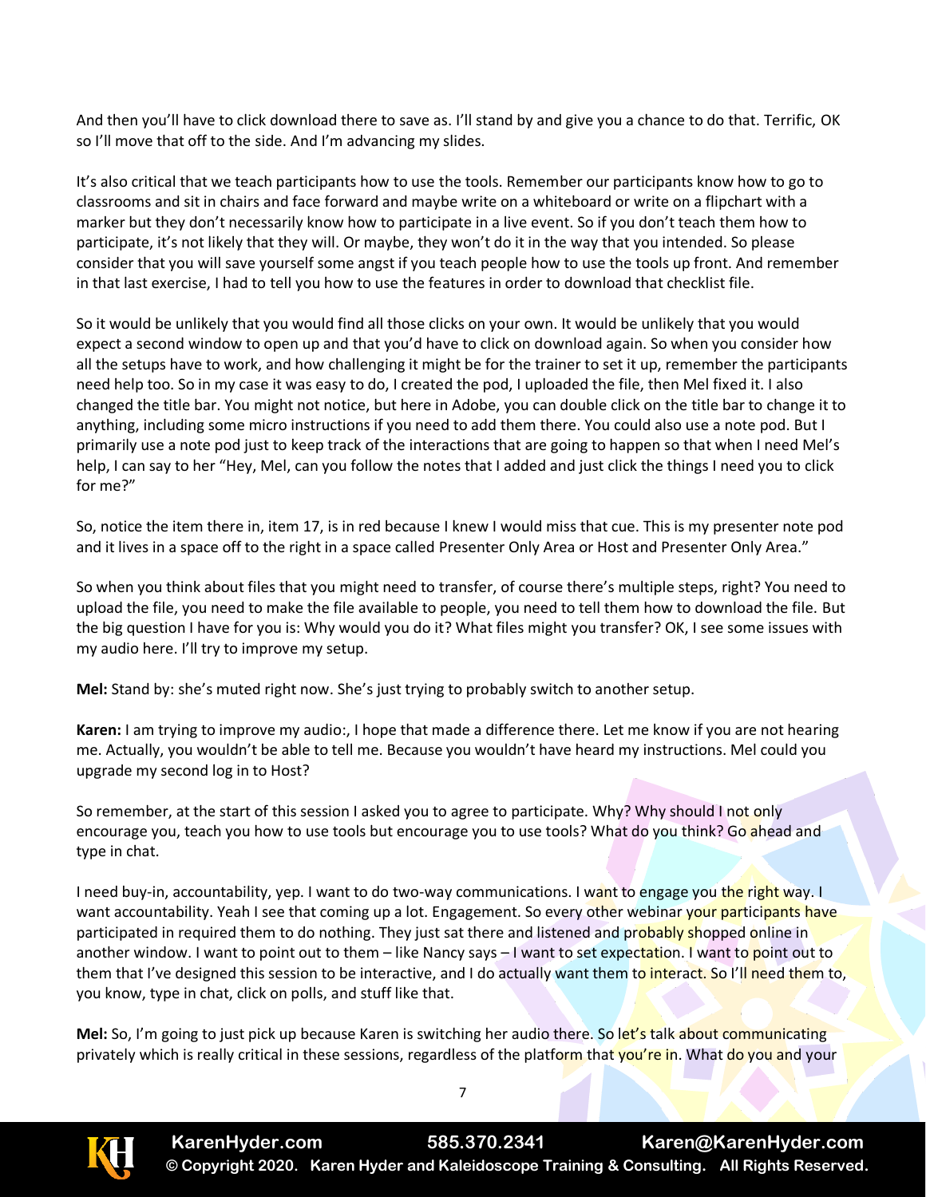And then you'll have to click download there to save as. I'll stand by and give you a chance to do that. Terrific, OK so I'll move that off to the side. And I'm advancing my slides.

It's also critical that we teach participants how to use the tools. Remember our participants know how to go to classrooms and sit in chairs and face forward and maybe write on a whiteboard or write on a flipchart with a marker but they don't necessarily know how to participate in a live event. So if you don't teach them how to participate, it's not likely that they will. Or maybe, they won't do it in the way that you intended. So please consider that you will save yourself some angst if you teach people how to use the tools up front. And remember in that last exercise, I had to tell you how to use the features in order to download that checklist file.

So it would be unlikely that you would find all those clicks on your own. It would be unlikely that you would expect a second window to open up and that you'd have to click on download again. So when you consider how all the setups have to work, and how challenging it might be for the trainer to set it up, remember the participants need help too. So in my case it was easy to do, I created the pod, I uploaded the file, then Mel fixed it. I also changed the title bar. You might not notice, but here in Adobe, you can double click on the title bar to change it to anything, including some micro instructions if you need to add them there. You could also use a note pod. But I primarily use a note pod just to keep track of the interactions that are going to happen so that when I need Mel's help, I can say to her "Hey, Mel, can you follow the notes that I added and just click the things I need you to click for me?"

So, notice the item there in, item 17, is in red because I knew I would miss that cue. This is my presenter note pod and it lives in a space off to the right in a space called Presenter Only Area or Host and Presenter Only Area."

So when you think about files that you might need to transfer, of course there's multiple steps, right? You need to upload the file, you need to make the file available to people, you need to tell them how to download the file. But the big question I have for you is: Why would you do it? What files might you transfer? OK, I see some issues with my audio here. I'll try to improve my setup.

**Mel:** Stand by: she's muted right now. She's just trying to probably switch to another setup.

**Karen:** I am trying to improve my audio:, I hope that made a difference there. Let me know if you are not hearing me. Actually, you wouldn't be able to tell me. Because you wouldn't have heard my instructions. Mel could you upgrade my second log in to Host?

So remember, at the start of this session I asked you to agree to participate. Why? Why should I not only encourage you, teach you how to use tools but encourage you to use tools? What do you think? Go ahead and type in chat.

I need buy-in, accountability, yep. I want to do two-way communications. I want to engage you the right way. I want accountability. Yeah I see that coming up a lot. Engagement. So every other webinar your participants have participated in required them to do nothing. They just sat there and listened and probably shopped online in another window. I want to point out to them – like Nancy says – I want to set expectation. I want to point out to them that I've designed this session to be interactive, and I do actually want them to interact. So I'll need them to, you know, type in chat, click on polls, and stuff like that.

**Mel:** So, I'm going to just pick up because Karen is switching her audio there. So let's talk about communicating privately which is really critical in these sessions, regardless of the platform that you're in. What do you and your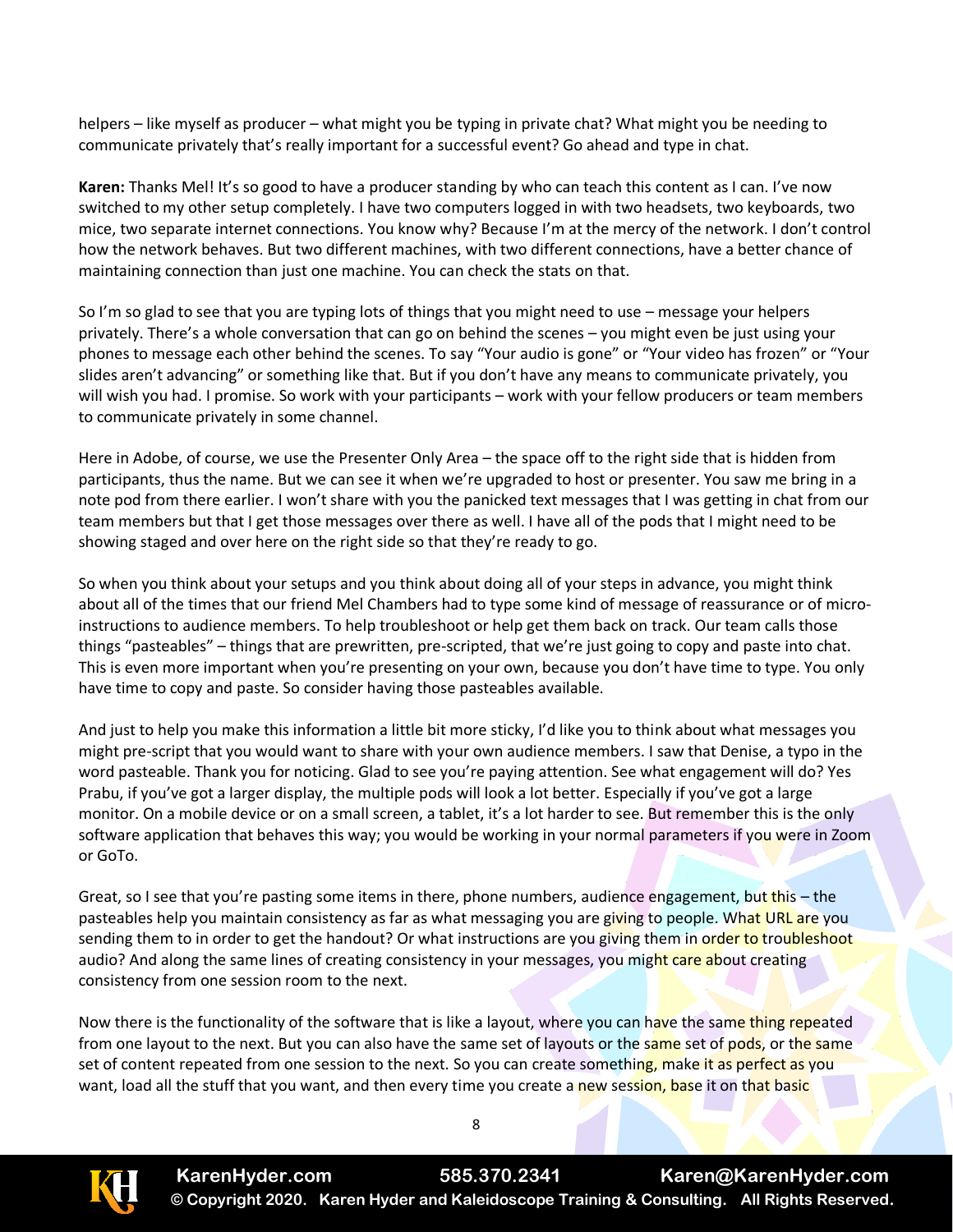helpers – like myself as producer – what might you be typing in private chat? What might you be needing to communicate privately that's really important for a successful event? Go ahead and type in chat.

**Karen:** Thanks Mel! It's so good to have a producer standing by who can teach this content as I can. I've now switched to my other setup completely. I have two computers logged in with two headsets, two keyboards, two mice, two separate internet connections. You know why? Because I'm at the mercy of the network. I don't control how the network behaves. But two different machines, with two different connections, have a better chance of maintaining connection than just one machine. You can check the stats on that.

So I'm so glad to see that you are typing lots of things that you might need to use – message your helpers privately. There's a whole conversation that can go on behind the scenes – you might even be just using your phones to message each other behind the scenes. To say "Your audio is gone" or "Your video has frozen" or "Your slides aren't advancing" or something like that. But if you don't have any means to communicate privately, you will wish you had. I promise. So work with your participants – work with your fellow producers or team members to communicate privately in some channel.

Here in Adobe, of course, we use the Presenter Only Area – the space off to the right side that is hidden from participants, thus the name. But we can see it when we're upgraded to host or presenter. You saw me bring in a note pod from there earlier. I won't share with you the panicked text messages that I was getting in chat from our team members but that I get those messages over there as well. I have all of the pods that I might need to be showing staged and over here on the right side so that they're ready to go.

So when you think about your setups and you think about doing all of your steps in advance, you might think about all of the times that our friend Mel Chambers had to type some kind of message of reassurance or of micro-instructions to audience members. To help troubleshoot or help get them back on track. Our team calls those things "pasteables" – things that are prewritten, pre-scripted, that we're just going to copy and paste into chat. This is even more important when you're presenting on your own, because you don't have time to type. You only have time to copy and paste. So consider having those pasteables available.

And just to help you make this information a little bit more sticky, I'd like you to think about what messages you might pre-script that you would want to share with your own audience members. I saw that Denise, a typo in the word pasteable. Thank you for noticing. Glad to see you're paying attention. See what engagement will do? Yes Prabu, if you've got a larger display, the multiple pods will look a lot better. Especially if you've got a large monitor. On a mobile device or on a small screen, a tablet, it's a lot harder to see. But remember this is the only software application that behaves this way; you would be working in your normal parameters if you were in Zoom or GoTo.

Great, so I see that you're pasting some items in there, phone numbers, audience engagement, but this – the pasteables help you maintain consistency as far as what messaging you are giving to people. What URL are you sending them to in order to get the handout? Or what instructions are you giving them in order to troubleshoot audio? And along the same lines of creating consistency in your messages, you might care about creating consistency from one session room to the next.

Now there is the functionality of the software that is like a layout, where you can have the same thing repeated from one layout to the next. But you can also have the same set of layouts or the same set of pods, or the same set of content repeated from one session to the next. So you can create something, make it as perfect as you want, load all the stuff that you want, and then every time you create a new session, base it on that basic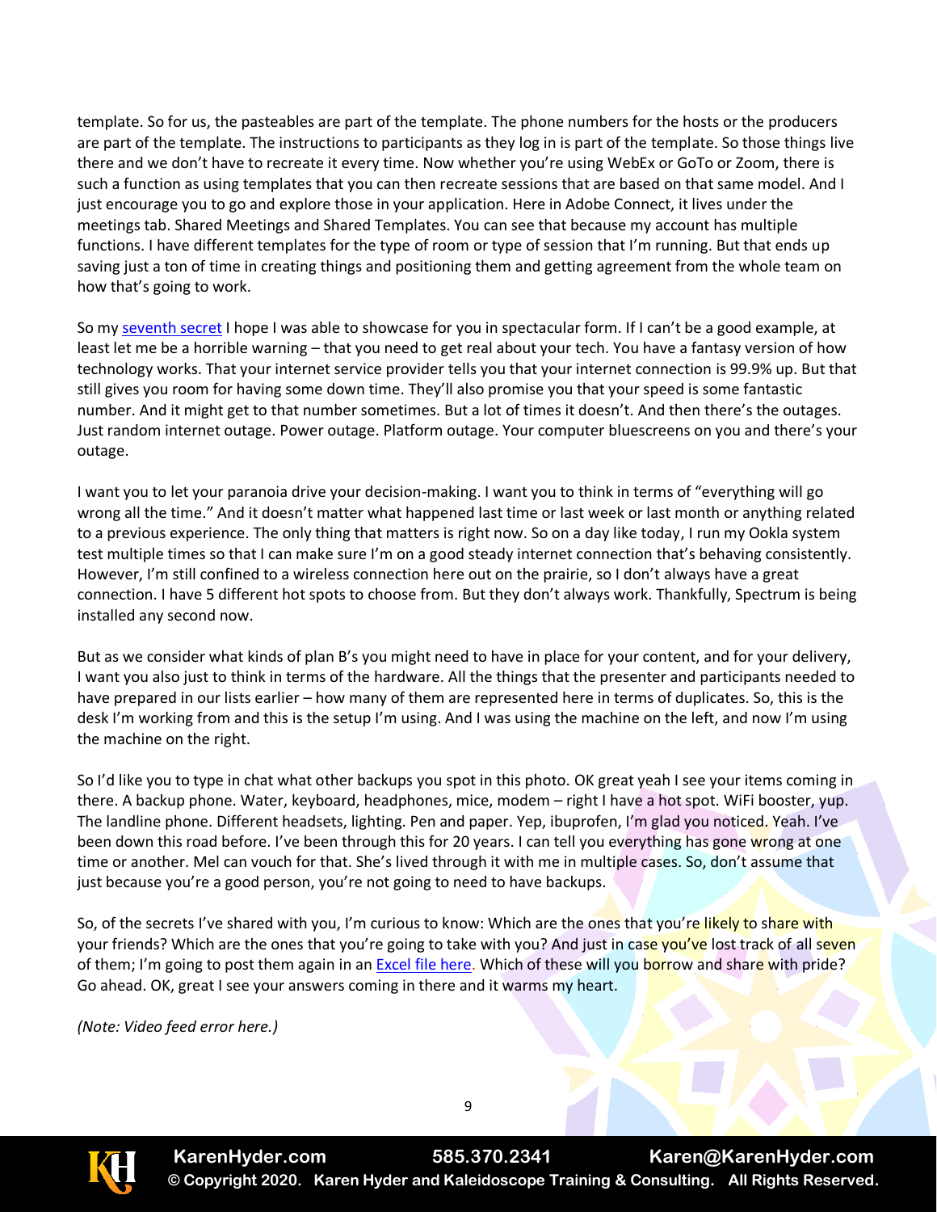template. So for us, the pasteables are part of the template. The phone numbers for the hosts or the producers are part of the template. The instructions to participants as they log in is part of the template. So those things live there and we don't have to recreate it every time. Now whether you're using WebEx or GoTo or Zoom, there is such a function as using templates that you can then recreate sessions that are based on that same model. And I just encourage you to go and explore those in your application. Here in Adobe Connect, it lives under the meetings tab. Shared Meetings and Shared Templates. You can see that because my account has multiple functions. I have different templates for the type of room or type of session that I'm running. But that ends up saving just a ton of time in creating things and positioning them and getting agreement from the whole team on how that's going to work.

So my [seventh secret] I hope I was able to showcase for you in spectacular form. If I can't be a good example, at least let me be a horrible warning – that you need to get real about your tech. You have a fantasy version of how technology works. That your internet service provider tells you that your internet connection is 99.9% up. But that still gives you room for having some down time. They'll also promise you that your speed is some fantastic number. And it might get to that number sometimes. But a lot of times it doesn't. And then there's the outages. Just random internet outage. Power outage. Platform outage. Your computer bluescreens on you and there's your outage.

I want you to let your paranoia drive your decision-making. I want you to think in terms of "everything will go wrong all the time." And it doesn't matter what happened last time or last week or last month or anything related to a previous experience. The only thing that matters is right now. So on a day like today, I run my Ookla system test multiple times so that I can make sure I'm on a good steady internet connection that's behaving consistently. However, I'm still confined to a wireless connection here out on the prairie, so I don't always have a great connection. I have 5 different hot spots to choose from. But they don't always work. Thankfully, Spectrum is being installed any second now.

But as we consider what kinds of plan B's you might need to have in place for your content, and for your delivery, I want you also just to think in terms of the hardware. All the things that the presenter and participants needed to have prepared in our lists earlier – how many of them are represented here in terms of duplicates. So, this is the desk I'm working from and this is the setup I'm using. And I was using the machine on the left, and now I'm using the machine on the right.

So I'd like you to type in chat what other backups you spot in this photo. OK great yeah I see your items coming in there. A backup phone. Water, keyboard, headphones, mice, modem – right I have a hot spot. WiFi booster, yup. The landline phone. Different headsets, lighting. Pen and paper. Yep, ibuprofen, I'm glad you noticed. Yeah. I've been down this road before. I've been through this for 20 years. I can tell you everything has gone wrong at one time or another. Mel can vouch for that. She's lived through it with me in multiple cases. So, don't assume that just because you're a good person, you're not going to need to have backups.

So, of the secrets I've shared with you, I'm curious to know: Which are the ones that you're likely to share with your friends? Which are the ones that you're going to take with you? And just in case you've lost track of all seven of them; I'm going to post them again in an [Excel file here]. Which of these will you borrow and share with pride? Go ahead. OK, great I see your answers coming in there and it warms my heart.

*(Note: Video feed error here.)*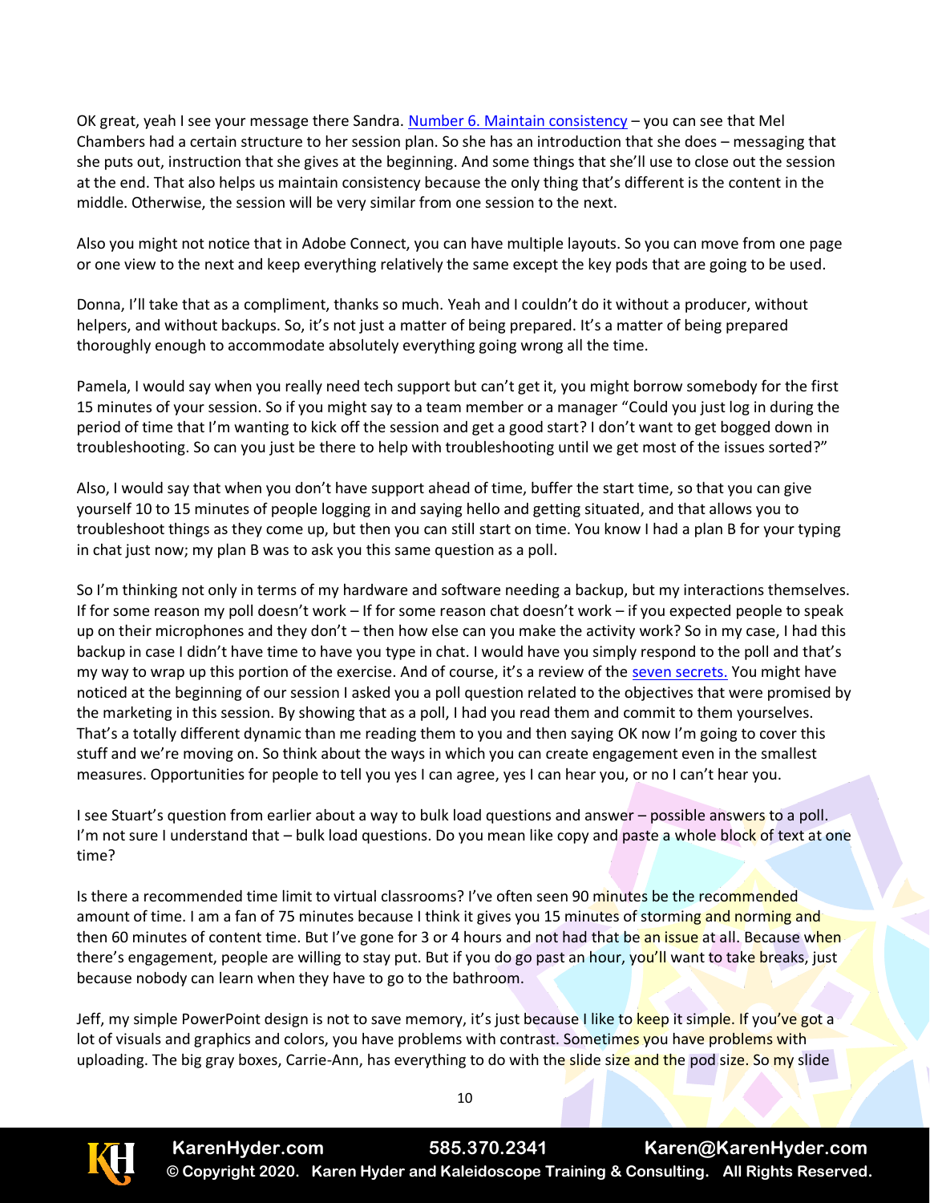OK great, yeah I see your message there Sandra. Number 6. Maintain consistency – you can see that Mel Chambers had a certain structure to her session plan. So she has an introduction that she does – messaging that she puts out, instruction that she gives at the beginning. And some things that she'll use to close out the session at the end. That also helps us maintain consistency because the only thing that's different is the content in the middle. Otherwise, the session will be very similar from one session to the next.

Also you might not notice that in Adobe Connect, you can have multiple layouts. So you can move from one page or one view to the next and keep everything relatively the same except the key pods that are going to be used.

Donna, I'll take that as a compliment, thanks so much. Yeah and I couldn't do it without a producer, without helpers, and without backups. So, it's not just a matter of being prepared. It's a matter of being prepared thoroughly enough to accommodate absolutely everything going wrong all the time.

Pamela, I would say when you really need tech support but can't get it, you might borrow somebody for the first 15 minutes of your session. So if you might say to a team member or a manager "Could you just log in during the period of time that I'm wanting to kick off the session and get a good start? I don't want to get bogged down in troubleshooting. So can you just be there to help with troubleshooting until we get most of the issues sorted?"

Also, I would say that when you don't have support ahead of time, buffer the start time, so that you can give yourself 10 to 15 minutes of people logging in and saying hello and getting situated, and that allows you to troubleshoot things as they come up, but then you can still start on time. You know I had a plan B for your typing in chat just now; my plan B was to ask you this same question as a poll.

So I'm thinking not only in terms of my hardware and software needing a backup, but my interactions themselves. If for some reason my poll doesn't work – If for some reason chat doesn't work – if you expected people to speak up on their microphones and they don't – then how else can you make the activity work? So in my case, I had this backup in case I didn't have time to have you type in chat. I would have you simply respond to the poll and that's my way to wrap up this portion of the exercise. And of course, it's a review of the seven secrets. You might have noticed at the beginning of our session I asked you a poll question related to the objectives that were promised by the marketing in this session. By showing that as a poll, I had you read them and commit to them yourselves. That's a totally different dynamic than me reading them to you and then saying OK now I'm going to cover this stuff and we're moving on. So think about the ways in which you can create engagement even in the smallest measures. Opportunities for people to tell you yes I can agree, yes I can hear you, or no I can't hear you.

I see Stuart's question from earlier about a way to bulk load questions and answer – possible answers to a poll. I'm not sure I understand that – bulk load questions. Do you mean like copy and paste a whole block of text at one time?

Is there a recommended time limit to virtual classrooms? I've often seen 90 minutes be the recommended amount of time. I am a fan of 75 minutes because I think it gives you 15 minutes of storming and norming and then 60 minutes of content time. But I've gone for 3 or 4 hours and not had that be an issue at all. Because when there's engagement, people are willing to stay put. But if you do go past an hour, you'll want to take breaks, just because nobody can learn when they have to go to the bathroom.

Jeff, my simple PowerPoint design is not to save memory, it's just because I like to keep it simple. If you've got a lot of visuals and graphics and colors, you have problems with contrast. Sometimes you have problems with uploading. The big gray boxes, Carrie-Ann, has everything to do with the slide size and the pod size. So my slide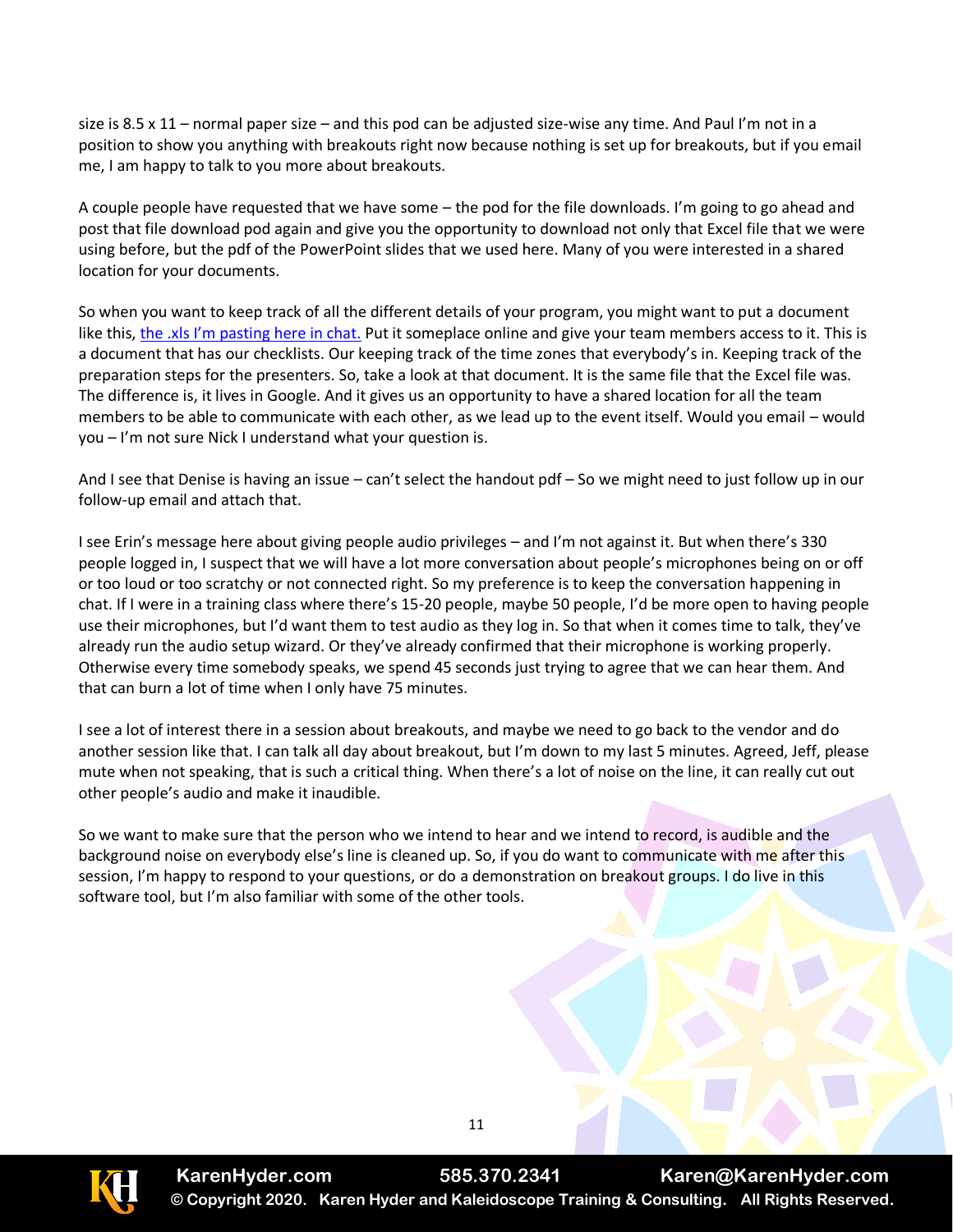size is 8.5 x 11 – normal paper size – and this pod can be adjusted size-wise any time. And Paul I'm not in a position to show you anything with breakouts right now because nothing is set up for breakouts, but if you email me, I am happy to talk to you more about breakouts.

A couple people have requested that we have some – the pod for the file downloads. I'm going to go ahead and post that file download pod again and give you the opportunity to download not only that Excel file that we were using before, but the pdf of the PowerPoint slides that we used here. Many of you were interested in a shared location for your documents.

So when you want to keep track of all the different details of your program, you might want to put a document like this, the .xls I'm pasting here in chat. Put it someplace online and give your team members access to it. This is a document that has our checklists. Our keeping track of the time zones that everybody's in. Keeping track of the preparation steps for the presenters. So, take a look at that document. It is the same file that the Excel file was. The difference is, it lives in Google. And it gives us an opportunity to have a shared location for all the team members to be able to communicate with each other, as we lead up to the event itself. Would you email – would you – I'm not sure Nick I understand what your question is.

And I see that Denise is having an issue – can't select the handout pdf – So we might need to just follow up in our follow-up email and attach that.

I see Erin's message here about giving people audio privileges – and I'm not against it. But when there's 330 people logged in, I suspect that we will have a lot more conversation about people's microphones being on or off or too loud or too scratchy or not connected right. So my preference is to keep the conversation happening in chat. If I were in a training class where there's 15-20 people, maybe 50 people, I'd be more open to having people use their microphones, but I'd want them to test audio as they log in. So that when it comes time to talk, they've already run the audio setup wizard. Or they've already confirmed that their microphone is working properly. Otherwise every time somebody speaks, we spend 45 seconds just trying to agree that we can hear them. And that can burn a lot of time when I only have 75 minutes.

I see a lot of interest there in a session about breakouts, and maybe we need to go back to the vendor and do another session like that. I can talk all day about breakout, but I'm down to my last 5 minutes. Agreed, Jeff, please mute when not speaking, that is such a critical thing. When there's a lot of noise on the line, it can really cut out other people's audio and make it inaudible.

So we want to make sure that the person who we intend to hear and we intend to record, is audible and the background noise on everybody else's line is cleaned up. So, if you do want to communicate with me after this session, I'm happy to respond to your questions, or do a demonstration on breakout groups. I do live in this software tool, but I'm also familiar with some of the other tools.